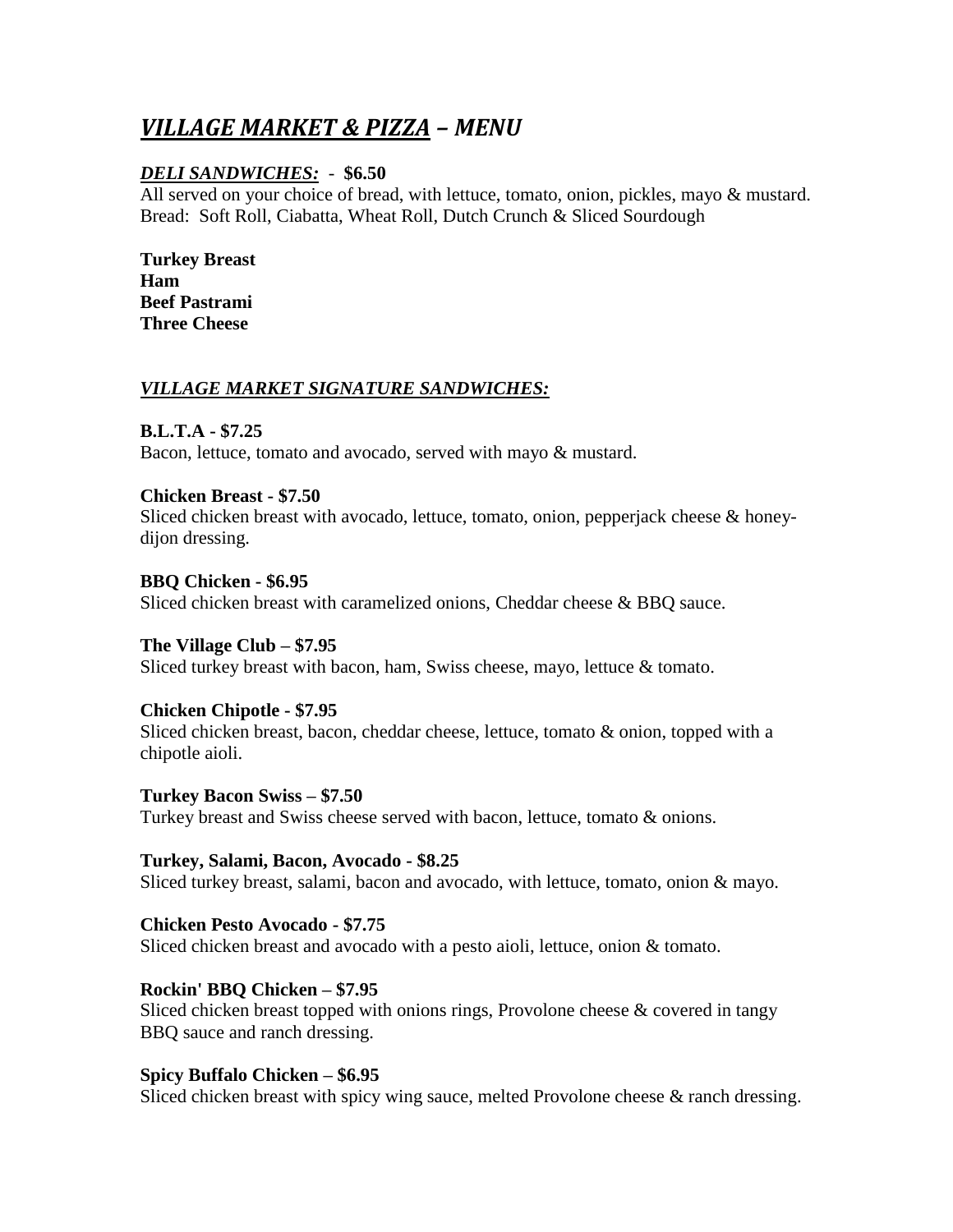# ***VILLAGE MARKET & PIZZA – MENU***

***DELI SANDWICHES:*** - **$6.50**

All served on your choice of bread, with lettuce, tomato, onion, pickles, mayo & mustard.
Bread: Soft Roll, Ciabatta, Wheat Roll, Dutch Crunch & Sliced Sourdough

**Turkey Breast**
**Ham**
**Beef Pastrami**
**Three Cheese**

***VILLAGE MARKET SIGNATURE SANDWICHES:***

**B.L.T.A - $7.25**
Bacon, lettuce, tomato and avocado, served with mayo & mustard.

**Chicken Breast - $7.50**
Sliced chicken breast with avocado, lettuce, tomato, onion, pepperjack cheese & honey-dijon dressing.

**BBQ Chicken - $6.95**
Sliced chicken breast with caramelized onions, Cheddar cheese & BBQ sauce.

**The Village Club – $7.95**
Sliced turkey breast with bacon, ham, Swiss cheese, mayo, lettuce & tomato.

**Chicken Chipotle - $7.95**
Sliced chicken breast, bacon, cheddar cheese, lettuce, tomato & onion, topped with a chipotle aioli.

**Turkey Bacon Swiss – $7.50**
Turkey breast and Swiss cheese served with bacon, lettuce, tomato & onions.

**Turkey, Salami, Bacon, Avocado - $8.25**
Sliced turkey breast, salami, bacon and avocado, with lettuce, tomato, onion & mayo.

**Chicken Pesto Avocado - $7.75**
Sliced chicken breast and avocado with a pesto aioli, lettuce, onion & tomato.

**Rockin' BBQ Chicken – $7.95**
Sliced chicken breast topped with onions rings, Provolone cheese & covered in tangy BBQ sauce and ranch dressing.

**Spicy Buffalo Chicken – $6.95**
Sliced chicken breast with spicy wing sauce, melted Provolone cheese & ranch dressing.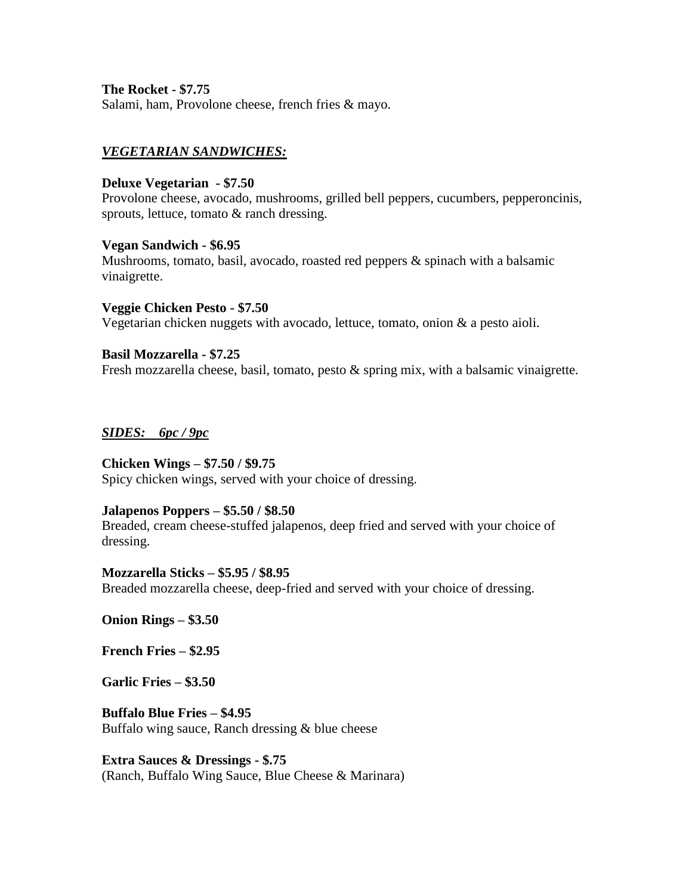**The Rocket - $7.75**
Salami, ham, Provolone cheese, french fries & mayo.

## ***VEGETARIAN SANDWICHES:***

**Deluxe Vegetarian - $7.50**
Provolone cheese, avocado, mushrooms, grilled bell peppers, cucumbers, pepperoncinis, sprouts, lettuce, tomato & ranch dressing.

**Vegan Sandwich - $6.95**
Mushrooms, tomato, basil, avocado, roasted red peppers & spinach with a balsamic vinaigrette.

**Veggie Chicken Pesto - $7.50**
Vegetarian chicken nuggets with avocado, lettuce, tomato, onion & a pesto aioli.

**Basil Mozzarella - $7.25**
Fresh mozzarella cheese, basil, tomato, pesto & spring mix, with a balsamic vinaigrette.

## ***SIDES: 6pc / 9pc***

**Chicken Wings – $7.50 / $9.75**
Spicy chicken wings, served with your choice of dressing.

**Jalapenos Poppers – $5.50 / $8.50**
Breaded, cream cheese-stuffed jalapenos, deep fried and served with your choice of dressing.

**Mozzarella Sticks – $5.95 / $8.95**
Breaded mozzarella cheese, deep-fried and served with your choice of dressing.

**Onion Rings – $3.50**

**French Fries – $2.95**

**Garlic Fries – $3.50**

**Buffalo Blue Fries – $4.95**
Buffalo wing sauce, Ranch dressing & blue cheese

**Extra Sauces & Dressings - $.75**
(Ranch, Buffalo Wing Sauce, Blue Cheese & Marinara)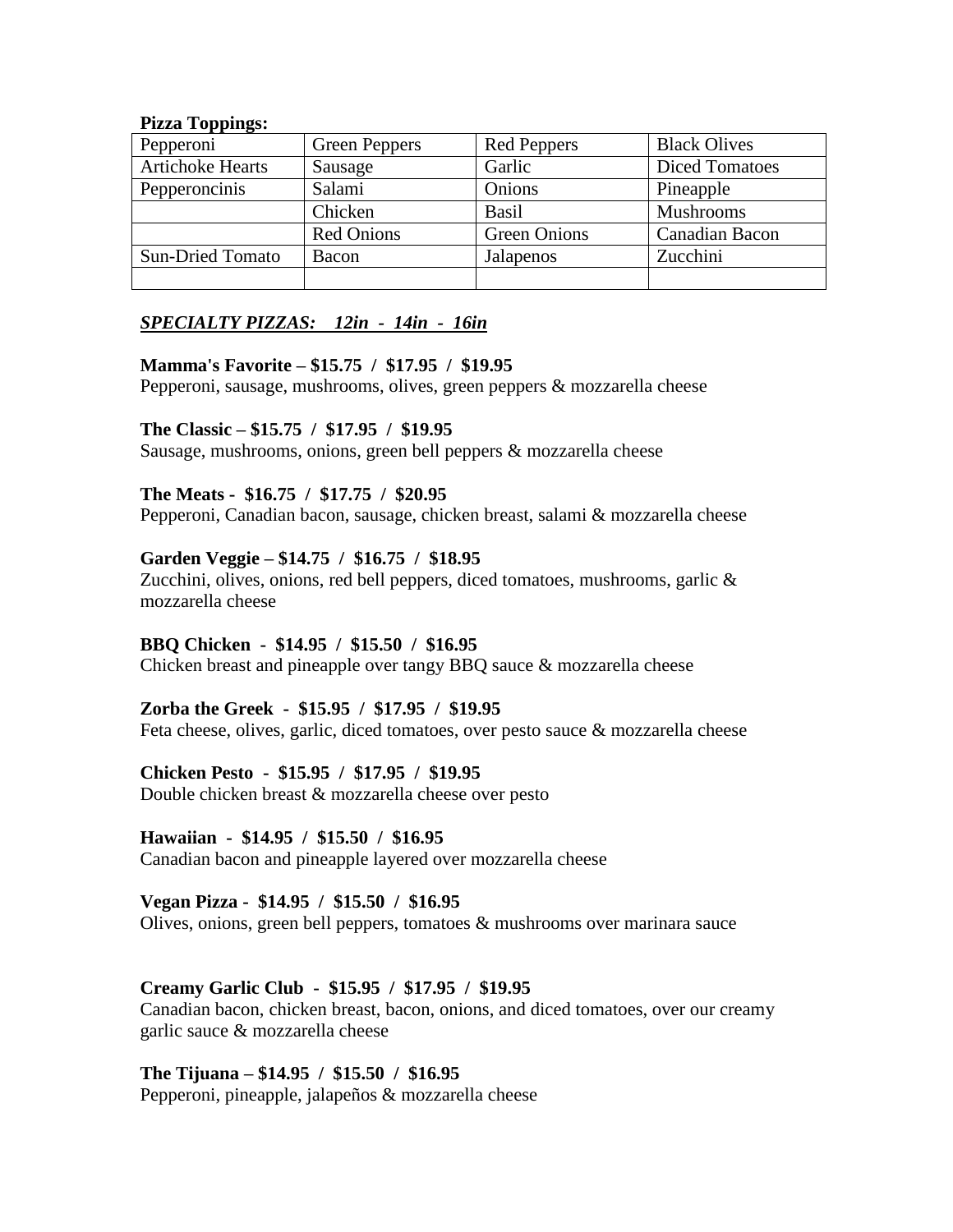**Pizza Toppings:**

| Pepperoni | Green Peppers | Red Peppers | Black Olives |
|---|---|---|---|
| Artichoke Hearts | Sausage | Garlic | Diced Tomatoes |
| Pepperoncinis | Salami | Onions | Pineapple |
| | Chicken | Basil | Mushrooms |
| | Red Onions | Green Onions | Canadian Bacon |
| Sun-Dried Tomato | Bacon | Jalapenos | Zucchini |
| | | | |

***SPECIALTY PIZZAS: 12in - 14in - 16in***

**Mamma's Favorite – $15.75 / $17.95 / $19.95**
Pepperoni, sausage, mushrooms, olives, green peppers & mozzarella cheese

**The Classic – $15.75 / $17.95 / $19.95**
Sausage, mushrooms, onions, green bell peppers & mozzarella cheese

**The Meats - $16.75 / $17.75 / $20.95**
Pepperoni, Canadian bacon, sausage, chicken breast, salami & mozzarella cheese

**Garden Veggie – $14.75 / $16.75 / $18.95**
Zucchini, olives, onions, red bell peppers, diced tomatoes, mushrooms, garlic & mozzarella cheese

**BBQ Chicken - $14.95 / $15.50 / $16.95**
Chicken breast and pineapple over tangy BBQ sauce & mozzarella cheese

**Zorba the Greek - $15.95 / $17.95 / $19.95**
Feta cheese, olives, garlic, diced tomatoes, over pesto sauce & mozzarella cheese

**Chicken Pesto - $15.95 / $17.95 / $19.95**
Double chicken breast & mozzarella cheese over pesto

**Hawaiian - $14.95 / $15.50 / $16.95**
Canadian bacon and pineapple layered over mozzarella cheese

**Vegan Pizza - $14.95 / $15.50 / $16.95**
Olives, onions, green bell peppers, tomatoes & mushrooms over marinara sauce

**Creamy Garlic Club - $15.95 / $17.95 / $19.95**
Canadian bacon, chicken breast, bacon, onions, and diced tomatoes, over our creamy garlic sauce & mozzarella cheese

**The Tijuana – $14.95 / $15.50 / $16.95**
Pepperoni, pineapple, jalapeños & mozzarella cheese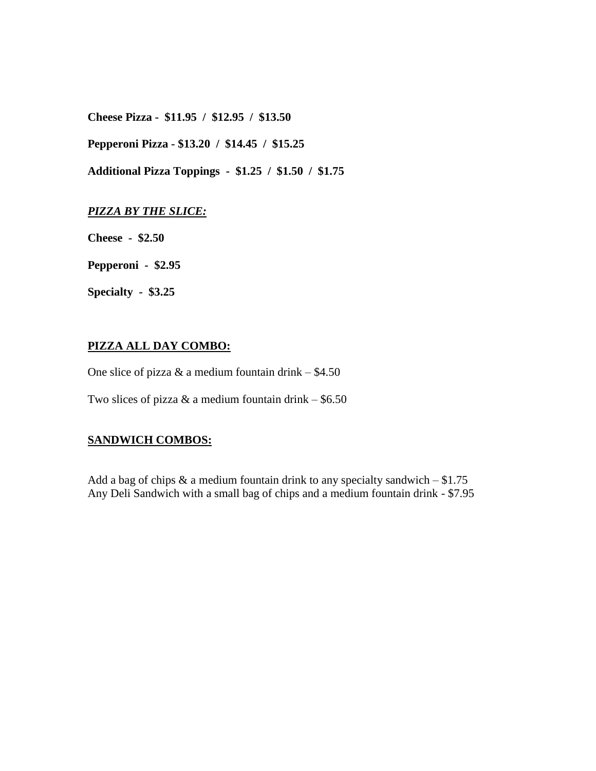**Cheese Pizza - $11.95 / $12.95 / $13.50**

**Pepperoni Pizza - $13.20 / $14.45 / $15.25**

**Additional Pizza Toppings - $1.25 / $1.50 / $1.75**

***PIZZA BY THE SLICE:***

**Cheese - $2.50**

**Pepperoni - $2.95**

**Specialty - $3.25**

**PIZZA ALL DAY COMBO:**

One slice of pizza & a medium fountain drink – $4.50

Two slices of pizza & a medium fountain drink – $6.50

**SANDWICH COMBOS:**

Add a bag of chips & a medium fountain drink to any specialty sandwich – $1.75
Any Deli Sandwich with a small bag of chips and a medium fountain drink - $7.95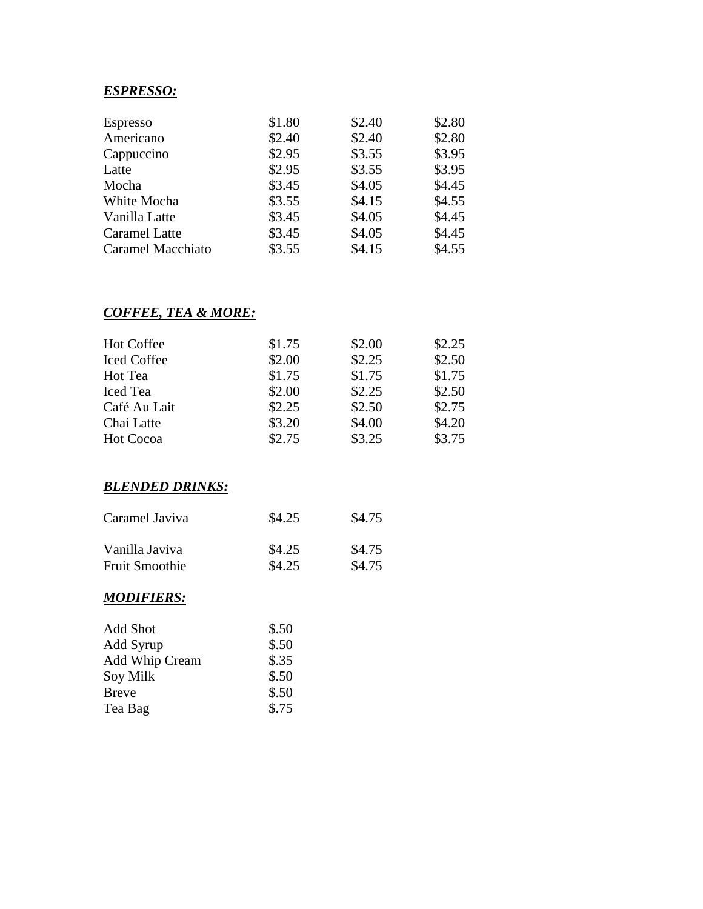***ESPRESSO:***

| | | | |
|---|---|---|---|
| Espresso | $1.80 | $2.40 | $2.80 |
| Americano | $2.40 | $2.40 | $2.80 |
| Cappuccino | $2.95 | $3.55 | $3.95 |
| Latte | $2.95 | $3.55 | $3.95 |
| Mocha | $3.45 | $4.05 | $4.45 |
| White Mocha | $3.55 | $4.15 | $4.55 |
| Vanilla Latte | $3.45 | $4.05 | $4.45 |
| Caramel Latte | $3.45 | $4.05 | $4.45 |
| Caramel Macchiato | $3.55 | $4.15 | $4.55 |

***COFFEE, TEA & MORE:***

| | | | |
|---|---|---|---|
| Hot Coffee | $1.75 | $2.00 | $2.25 |
| Iced Coffee | $2.00 | $2.25 | $2.50 |
| Hot Tea | $1.75 | $1.75 | $1.75 |
| Iced Tea | $2.00 | $2.25 | $2.50 |
| Café Au Lait | $2.25 | $2.50 | $2.75 |
| Chai Latte | $3.20 | $4.00 | $4.20 |
| Hot Cocoa | $2.75 | $3.25 | $3.75 |

***BLENDED DRINKS:***

| | | |
|---|---|---|
| Caramel Javiva | $4.25 | $4.75 |
| Vanilla Javiva | $4.25 | $4.75 |
| Fruit Smoothie | $4.25 | $4.75 |

***MODIFIERS:***

| | |
|---|---|
| Add Shot | $.50 |
| Add Syrup | $.50 |
| Add Whip Cream | $.35 |
| Soy Milk | $.50 |
| Breve | $.50 |
| Tea Bag | $.75 |